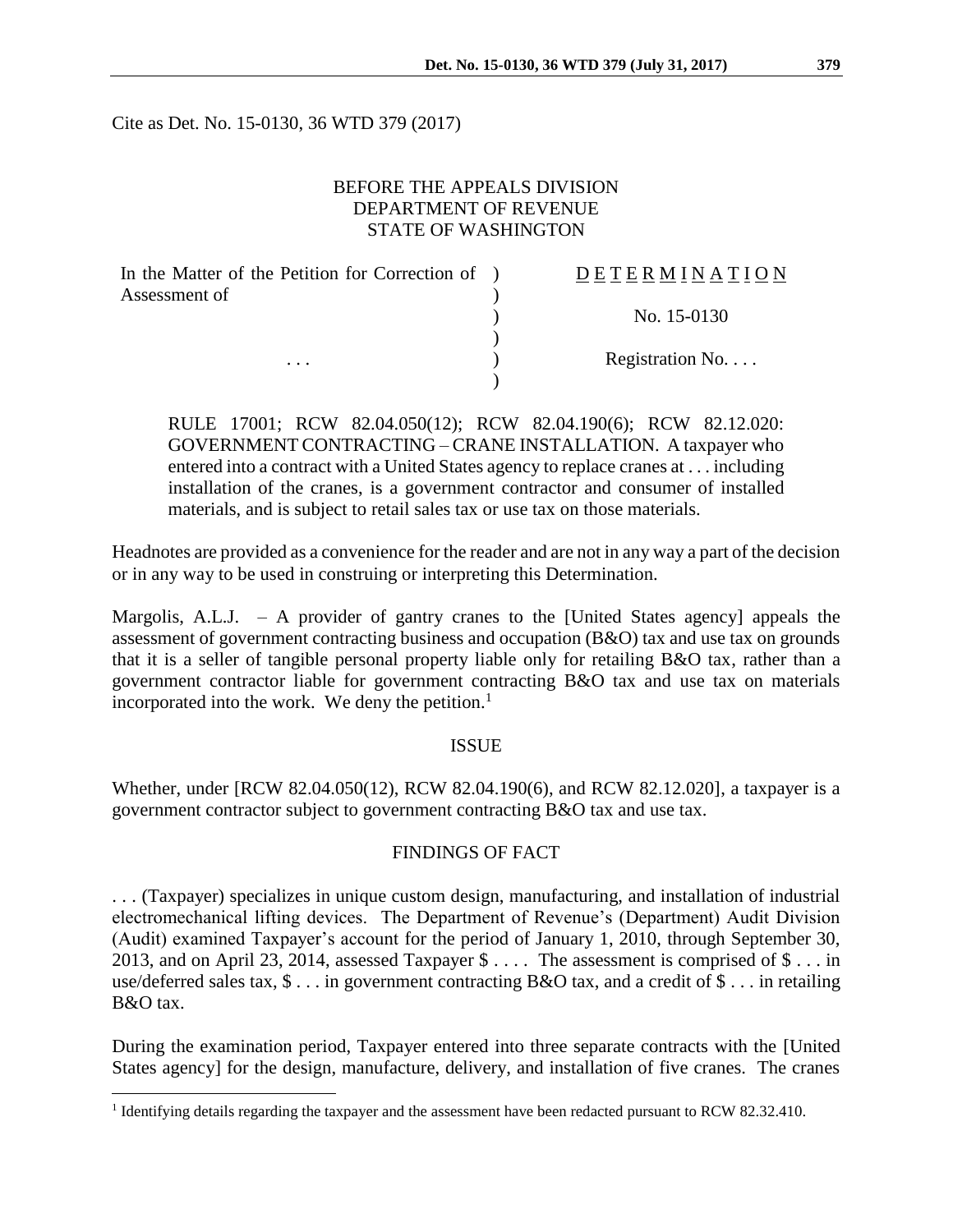Cite as Det. No. 15-0130, 36 WTD 379 (2017)

BEFORE THE APPEALS DIVISION
DEPARTMENT OF REVENUE
STATE OF WASHINGTON

| | | |
|---|---|---|
| In the Matter of the Petition for Correction of Assessment of | ) | D E T E R M I N A T I O N |
| | ) | No. 15-0130 |
| . . . | ) | Registration No. . . . |

RULE 17001; RCW 82.04.050(12); RCW 82.04.190(6); RCW 82.12.020: GOVERNMENT CONTRACTING – CRANE INSTALLATION. A taxpayer who entered into a contract with a United States agency to replace cranes at . . . including installation of the cranes, is a government contractor and consumer of installed materials, and is subject to retail sales tax or use tax on those materials.

Headnotes are provided as a convenience for the reader and are not in any way a part of the decision or in any way to be used in construing or interpreting this Determination.

Margolis, A.L.J. – A provider of gantry cranes to the [United States agency] appeals the assessment of government contracting business and occupation (B&O) tax and use tax on grounds that it is a seller of tangible personal property liable only for retailing B&O tax, rather than a government contractor liable for government contracting B&O tax and use tax on materials incorporated into the work. We deny the petition.[1]

## ISSUE

Whether, under [RCW 82.04.050(12), RCW 82.04.190(6), and RCW 82.12.020], a taxpayer is a government contractor subject to government contracting B&O tax and use tax.

## FINDINGS OF FACT

. . . (Taxpayer) specializes in unique custom design, manufacturing, and installation of industrial electromechanical lifting devices. The Department of Revenue's (Department) Audit Division (Audit) examined Taxpayer's account for the period of January 1, 2010, through September 30, 2013, and on April 23, 2014, assessed Taxpayer $ . . . . The assessment is comprised of $ . . . in use/deferred sales tax, $ . . . in government contracting B&O tax, and a credit of $ . . . in retailing B&O tax.

During the examination period, Taxpayer entered into three separate contracts with the [United States agency] for the design, manufacture, delivery, and installation of five cranes. The cranes

[1] Identifying details regarding the taxpayer and the assessment have been redacted pursuant to RCW 82.32.410.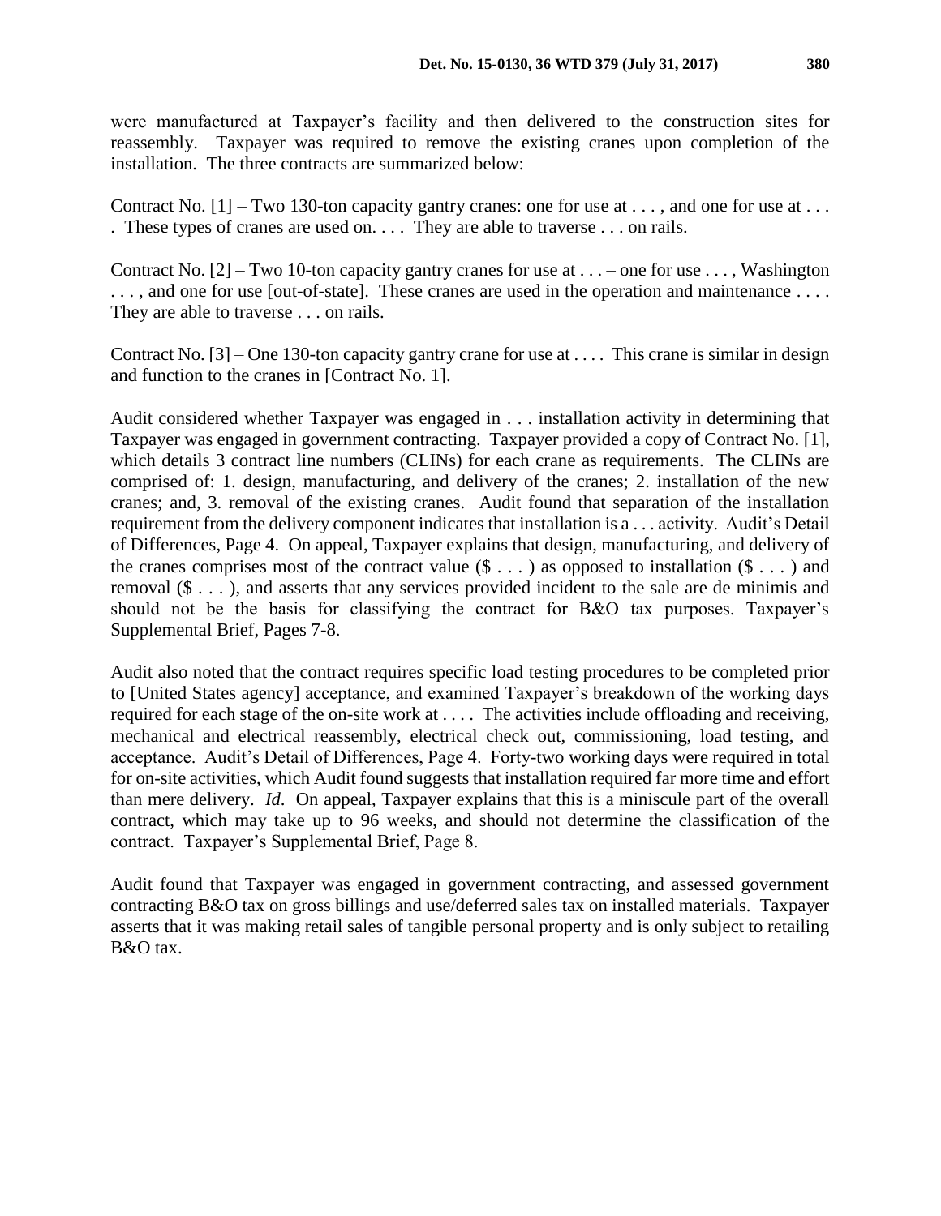were manufactured at Taxpayer's facility and then delivered to the construction sites for reassembly. Taxpayer was required to remove the existing cranes upon completion of the installation. The three contracts are summarized below:

Contract No. [1] – Two 130-ton capacity gantry cranes: one for use at . . . , and one for use at . . . . These types of cranes are used on. . . . They are able to traverse . . . on rails.

Contract No. [2] – Two 10-ton capacity gantry cranes for use at . . . – one for use . . . , Washington . . . , and one for use [out-of-state]. These cranes are used in the operation and maintenance . . . . They are able to traverse . . . on rails.

Contract No. [3] – One 130-ton capacity gantry crane for use at . . . . This crane is similar in design and function to the cranes in [Contract No. 1].

Audit considered whether Taxpayer was engaged in . . . installation activity in determining that Taxpayer was engaged in government contracting. Taxpayer provided a copy of Contract No. [1], which details 3 contract line numbers (CLINs) for each crane as requirements. The CLINs are comprised of: 1. design, manufacturing, and delivery of the cranes; 2. installation of the new cranes; and, 3. removal of the existing cranes. Audit found that separation of the installation requirement from the delivery component indicates that installation is a . . . activity. Audit's Detail of Differences, Page 4. On appeal, Taxpayer explains that design, manufacturing, and delivery of the cranes comprises most of the contract value ($ . . . ) as opposed to installation ($ . . . ) and removal ($ . . . ), and asserts that any services provided incident to the sale are de minimis and should not be the basis for classifying the contract for B&O tax purposes. Taxpayer's Supplemental Brief, Pages 7-8.

Audit also noted that the contract requires specific load testing procedures to be completed prior to [United States agency] acceptance, and examined Taxpayer's breakdown of the working days required for each stage of the on-site work at . . . . The activities include offloading and receiving, mechanical and electrical reassembly, electrical check out, commissioning, load testing, and acceptance. Audit's Detail of Differences, Page 4. Forty-two working days were required in total for on-site activities, which Audit found suggests that installation required far more time and effort than mere delivery. *Id*. On appeal, Taxpayer explains that this is a miniscule part of the overall contract, which may take up to 96 weeks, and should not determine the classification of the contract. Taxpayer's Supplemental Brief, Page 8.

Audit found that Taxpayer was engaged in government contracting, and assessed government contracting B&O tax on gross billings and use/deferred sales tax on installed materials. Taxpayer asserts that it was making retail sales of tangible personal property and is only subject to retailing B&O tax.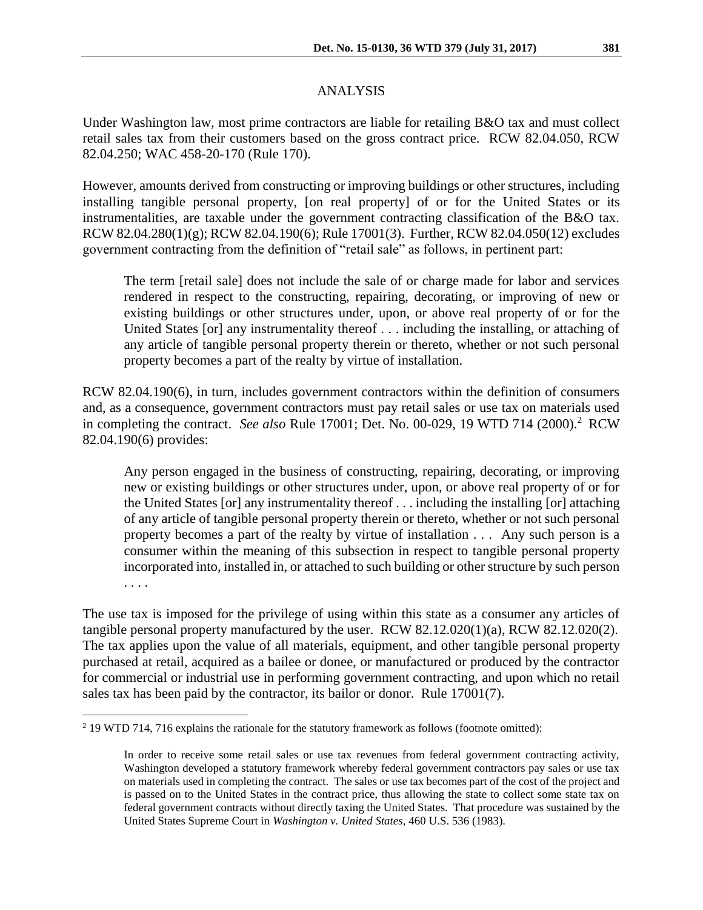## ANALYSIS

Under Washington law, most prime contractors are liable for retailing B&O tax and must collect retail sales tax from their customers based on the gross contract price. RCW 82.04.050, RCW 82.04.250; WAC 458-20-170 (Rule 170).

However, amounts derived from constructing or improving buildings or other structures, including installing tangible personal property, [on real property] of or for the United States or its instrumentalities, are taxable under the government contracting classification of the B&O tax. RCW 82.04.280(1)(g); RCW 82.04.190(6); Rule 17001(3). Further, RCW 82.04.050(12) excludes government contracting from the definition of "retail sale" as follows, in pertinent part:

> The term [retail sale] does not include the sale of or charge made for labor and services rendered in respect to the constructing, repairing, decorating, or improving of new or existing buildings or other structures under, upon, or above real property of or for the United States [or] any instrumentality thereof . . . including the installing, or attaching of any article of tangible personal property therein or thereto, whether or not such personal property becomes a part of the realty by virtue of installation.

RCW 82.04.190(6), in turn, includes government contractors within the definition of consumers and, as a consequence, government contractors must pay retail sales or use tax on materials used in completing the contract. *See also* Rule 17001; Det. No. 00-029, 19 WTD 714 (2000).[2] RCW 82.04.190(6) provides:

> Any person engaged in the business of constructing, repairing, decorating, or improving new or existing buildings or other structures under, upon, or above real property of or for the United States [or] any instrumentality thereof . . . including the installing [or] attaching of any article of tangible personal property therein or thereto, whether or not such personal property becomes a part of the realty by virtue of installation . . . Any such person is a consumer within the meaning of this subsection in respect to tangible personal property incorporated into, installed in, or attached to such building or other structure by such person . . . .

The use tax is imposed for the privilege of using within this state as a consumer any articles of tangible personal property manufactured by the user. RCW 82.12.020(1)(a), RCW 82.12.020(2). The tax applies upon the value of all materials, equipment, and other tangible personal property purchased at retail, acquired as a bailee or donee, or manufactured or produced by the contractor for commercial or industrial use in performing government contracting, and upon which no retail sales tax has been paid by the contractor, its bailor or donor. Rule 17001(7).

---

[2] 19 WTD 714, 716 explains the rationale for the statutory framework as follows (footnote omitted):

> In order to receive some retail sales or use tax revenues from federal government contracting activity, Washington developed a statutory framework whereby federal government contractors pay sales or use tax on materials used in completing the contract. The sales or use tax becomes part of the cost of the project and is passed on to the United States in the contract price, thus allowing the state to collect some state tax on federal government contracts without directly taxing the United States. That procedure was sustained by the United States Supreme Court in *Washington v. United States*, 460 U.S. 536 (1983).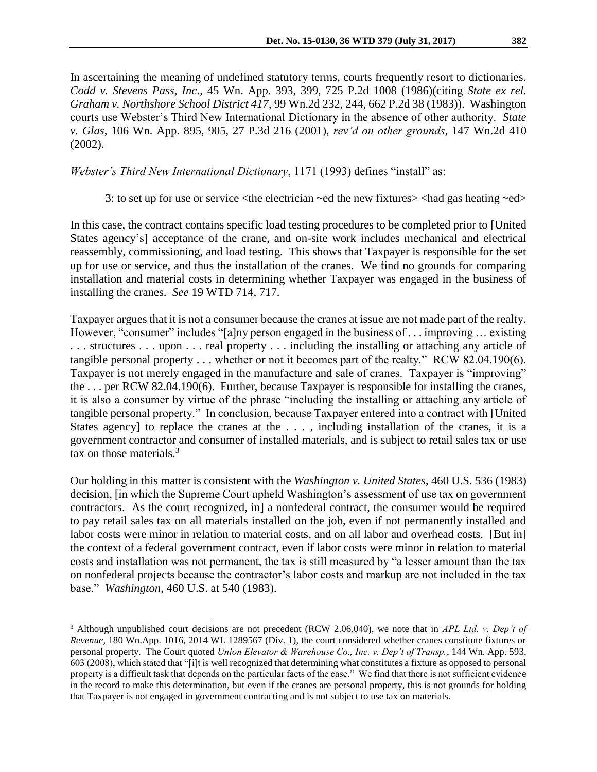In ascertaining the meaning of undefined statutory terms, courts frequently resort to dictionaries. *Codd v. Stevens Pass, Inc*., 45 Wn. App. 393, 399, 725 P.2d 1008 (1986)(citing *State ex rel. Graham v. Northshore School District 417*, 99 Wn.2d 232, 244, 662 P.2d 38 (1983)). Washington courts use Webster's Third New International Dictionary in the absence of other authority. *State v. Glas*, 106 Wn. App. 895, 905, 27 P.3d 216 (2001), *rev'd on other grounds*, 147 Wn.2d 410 (2002).

*Webster's Third New International Dictionary*, 1171 (1993) defines "install" as:

> 3: to set up for use or service <the electrician ~ed the new fixtures> <had gas heating ~ed>

In this case, the contract contains specific load testing procedures to be completed prior to [United States agency's] acceptance of the crane, and on-site work includes mechanical and electrical reassembly, commissioning, and load testing. This shows that Taxpayer is responsible for the set up for use or service, and thus the installation of the cranes. We find no grounds for comparing installation and material costs in determining whether Taxpayer was engaged in the business of installing the cranes. *See* 19 WTD 714, 717.

Taxpayer argues that it is not a consumer because the cranes at issue are not made part of the realty. However, "consumer" includes "[a]ny person engaged in the business of . . . improving … existing . . . structures . . . upon . . . real property . . . including the installing or attaching any article of tangible personal property . . . whether or not it becomes part of the realty." RCW 82.04.190(6). Taxpayer is not merely engaged in the manufacture and sale of cranes. Taxpayer is "improving" the . . . per RCW 82.04.190(6). Further, because Taxpayer is responsible for installing the cranes, it is also a consumer by virtue of the phrase "including the installing or attaching any article of tangible personal property." In conclusion, because Taxpayer entered into a contract with [United States agency] to replace the cranes at the . . . , including installation of the cranes, it is a government contractor and consumer of installed materials, and is subject to retail sales tax or use tax on those materials.[3]

Our holding in this matter is consistent with the *Washington v. United States*, 460 U.S. 536 (1983) decision, [in which the Supreme Court upheld Washington's assessment of use tax on government contractors. As the court recognized, in] a nonfederal contract, the consumer would be required to pay retail sales tax on all materials installed on the job, even if not permanently installed and labor costs were minor in relation to material costs, and on all labor and overhead costs. [But in] the context of a federal government contract, even if labor costs were minor in relation to material costs and installation was not permanent, the tax is still measured by "a lesser amount than the tax on nonfederal projects because the contractor's labor costs and markup are not included in the tax base." *Washington*, 460 U.S. at 540 (1983).

---

[3] Although unpublished court decisions are not precedent (RCW 2.06.040), we note that in *APL Ltd. v. Dep't of Revenue*, 180 Wn.App. 1016, 2014 WL 1289567 (Div. 1), the court considered whether cranes constitute fixtures or personal property. The Court quoted *Union Elevator & Warehouse Co., Inc. v. Dep't of Transp.*, 144 Wn. App. 593, 603 (2008), which stated that "[i]t is well recognized that determining what constitutes a fixture as opposed to personal property is a difficult task that depends on the particular facts of the case." We find that there is not sufficient evidence in the record to make this determination, but even if the cranes are personal property, this is not grounds for holding that Taxpayer is not engaged in government contracting and is not subject to use tax on materials.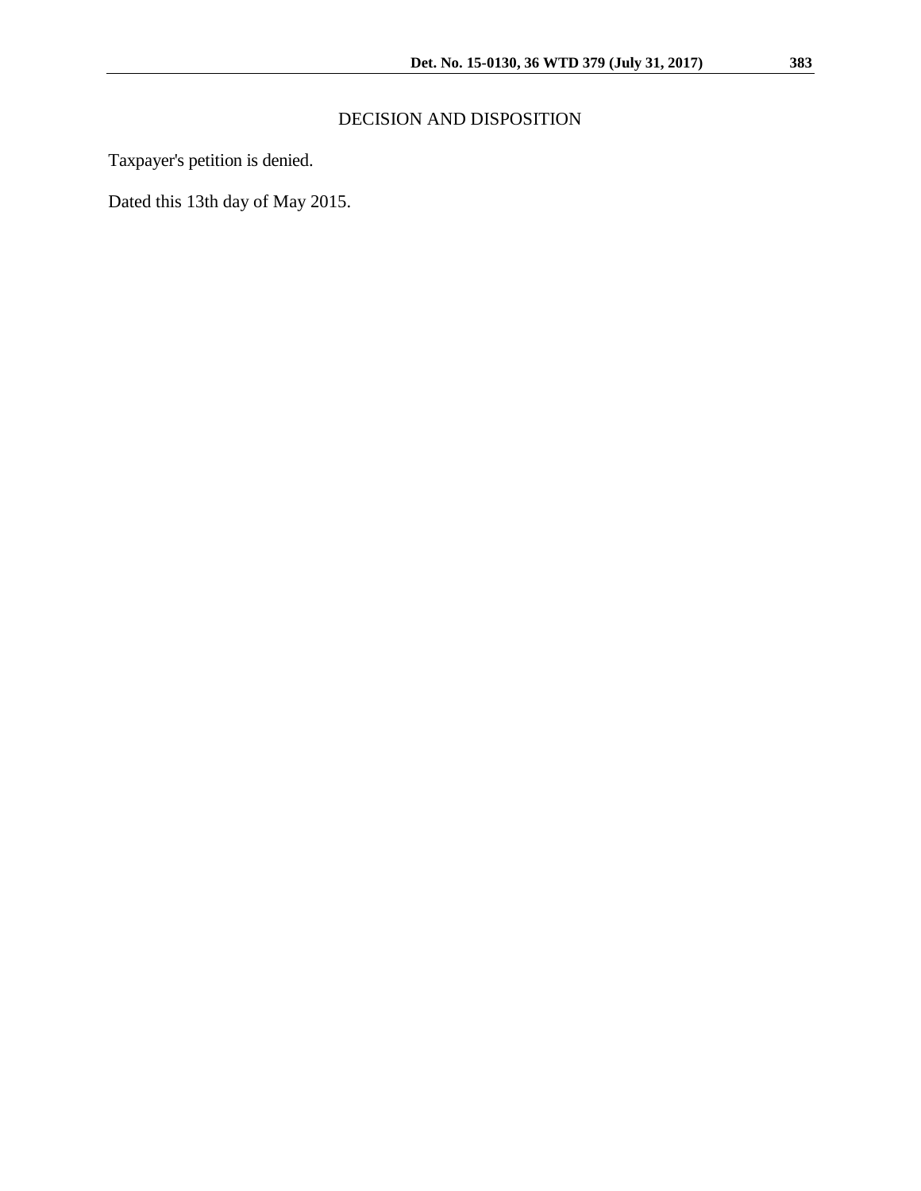## DECISION AND DISPOSITION

Taxpayer's petition is denied.

Dated this 13th day of May 2015.